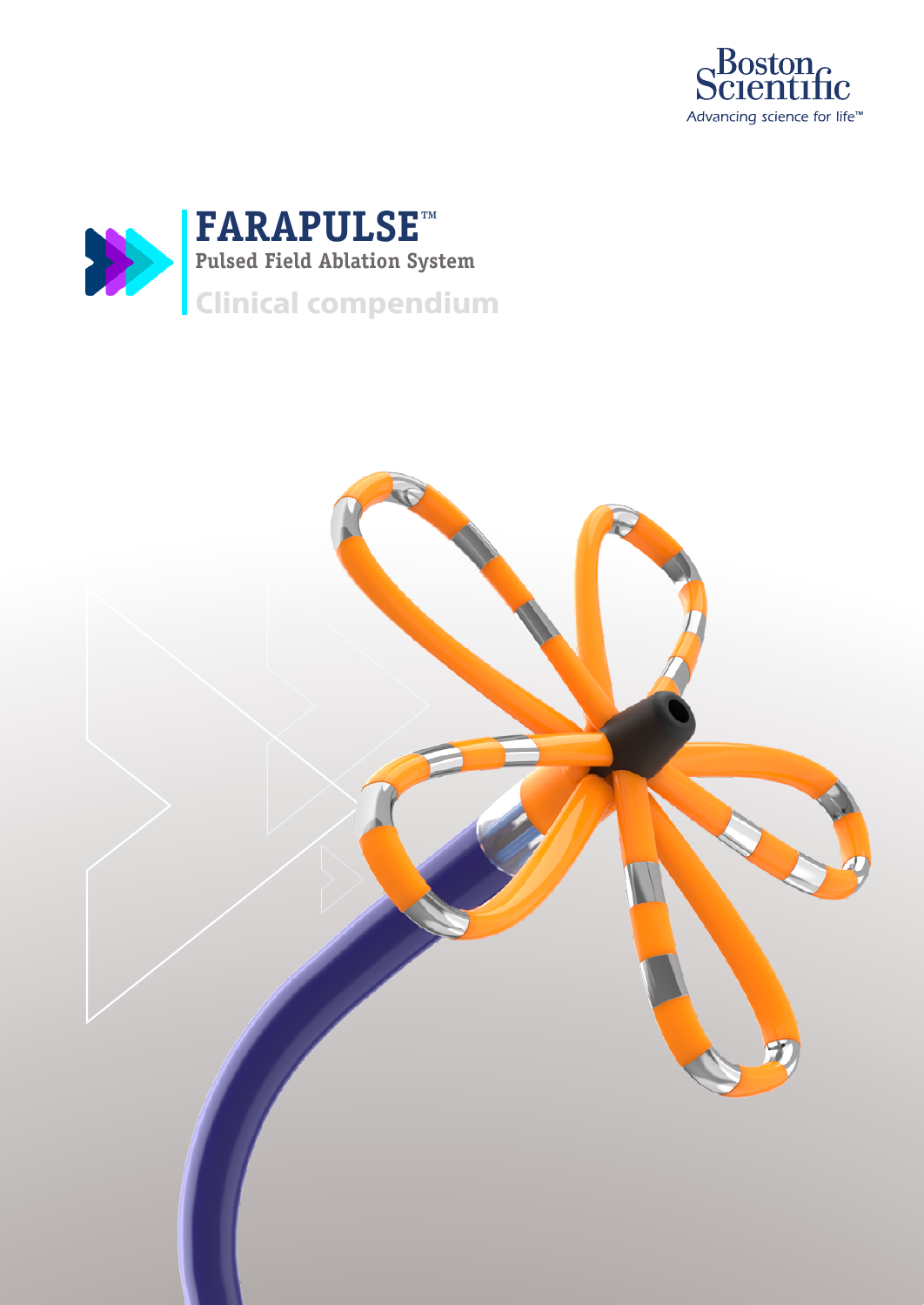Boston Scientific

Advancing science for life™

# FARAPULSE™

## Pulsed Field Ablation System

## Clinical compendium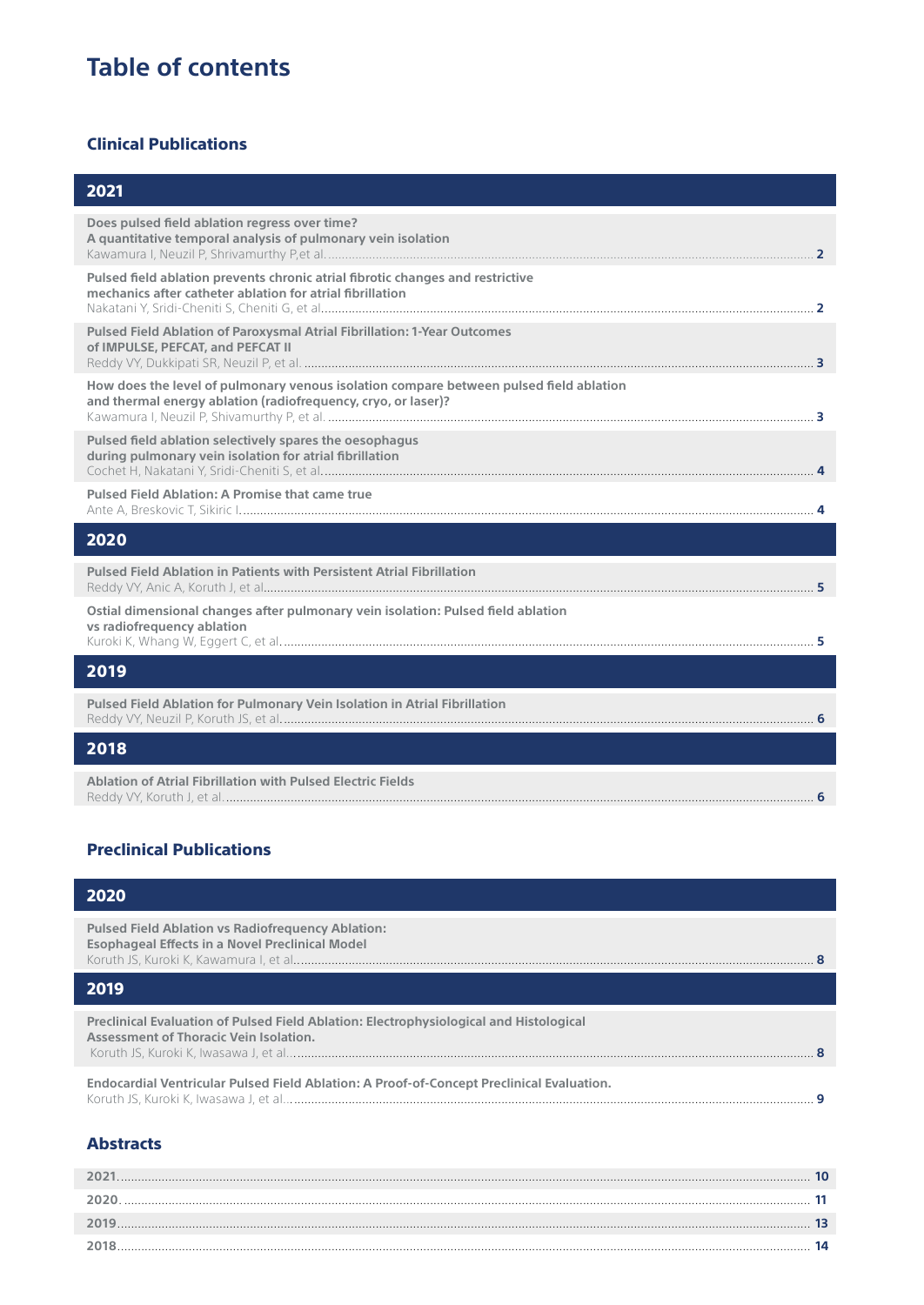# Table of contents

## Clinical Publications

### 2021

**Does pulsed field ablation regress over time? A quantitative temporal analysis of pulmonary vein isolation**
Kawamura I, Neuzil P, Shrivamurthy P,et al. .......... 2

**Pulsed field ablation prevents chronic atrial fibrotic changes and restrictive mechanics after catheter ablation for atrial fibrillation**
Nakatani Y, Sridi-Cheniti S, Cheniti G, et al. .......... 2

**Pulsed Field Ablation of Paroxysmal Atrial Fibrillation: 1-Year Outcomes of IMPULSE, PEFCAT, and PEFCAT II**
Reddy VY, Dukkipati SR, Neuzil P, et al. .......... 3

**How does the level of pulmonary venous isolation compare between pulsed field ablation and thermal energy ablation (radiofrequency, cryo, or laser)?**
Kawamura I, Neuzil P, Shivamurthy P, et al. .......... 3

**Pulsed field ablation selectively spares the oesophagus during pulmonary vein isolation for atrial fibrillation**
Cochet H, Nakatani Y, Sridi-Cheniti S, et al. .......... 4

**Pulsed Field Ablation: A Promise that came true**
Ante A, Breskovic T, Sikiric I. .......... 4

### 2020

**Pulsed Field Ablation in Patients with Persistent Atrial Fibrillation**
Reddy VY, Anic A, Koruth J, et al. .......... 5

**Ostial dimensional changes after pulmonary vein isolation: Pulsed field ablation vs radiofrequency ablation**
Kuroki K, Whang W, Eggert C, et al. .......... 5

### 2019

**Pulsed Field Ablation for Pulmonary Vein Isolation in Atrial Fibrillation**
Reddy VY, Neuzil P, Koruth JS, et al. .......... 6

### 2018

**Ablation of Atrial Fibrillation with Pulsed Electric Fields**
Reddy VY, Koruth J, et al. .......... 6

## Preclinical Publications

### 2020

**Pulsed Field Ablation vs Radiofrequency Ablation: Esophageal Effects in a Novel Preclinical Model**
Koruth JS, Kuroki K, Kawamura I, et al. .......... 8

### 2019

**Preclinical Evaluation of Pulsed Field Ablation: Electrophysiological and Histological Assessment of Thoracic Vein Isolation.**
Koruth JS, Kuroki K, Iwasawa J, et al. .......... 8

**Endocardial Ventricular Pulsed Field Ablation: A Proof-of-Concept Preclinical Evaluation.**
Koruth JS, Kuroki K, Iwasawa J, et al. .......... 9

## Abstracts

2021 .......... 10
2020 .......... 11
2019 .......... 13
2018 .......... 14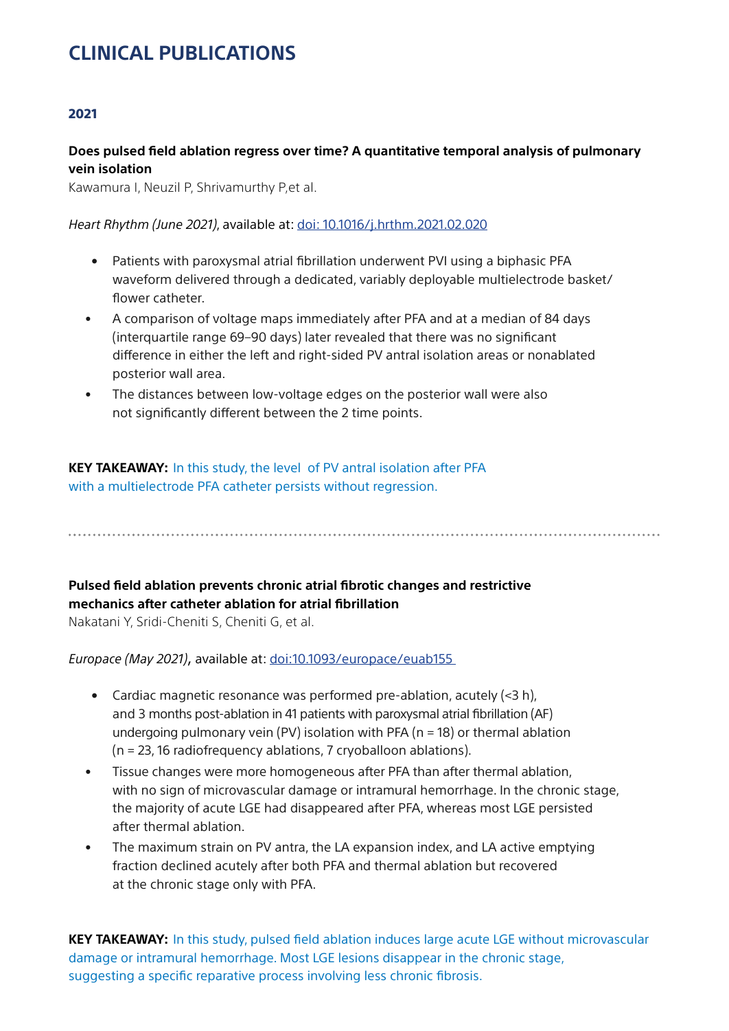# CLINICAL PUBLICATIONS

## 2021

**Does pulsed field ablation regress over time? A quantitative temporal analysis of pulmonary vein isolation**

Kawamura I, Neuzil P, Shrivamurthy P,et al.

*Heart Rhythm (June 2021)*, available at: doi: 10.1016/j.hrthm.2021.02.020

- Patients with paroxysmal atrial fibrillation underwent PVI using a biphasic PFA waveform delivered through a dedicated, variably deployable multielectrode basket/ flower catheter.
- A comparison of voltage maps immediately after PFA and at a median of 84 days (interquartile range 69–90 days) later revealed that there was no significant difference in either the left and right-sided PV antral isolation areas or nonablated posterior wall area.
- The distances between low-voltage edges on the posterior wall were also not significantly different between the 2 time points.

**KEY TAKEAWAY:** In this study, the level of PV antral isolation after PFA with a multielectrode PFA catheter persists without regression.

---

**Pulsed field ablation prevents chronic atrial fibrotic changes and restrictive mechanics after catheter ablation for atrial fibrillation**

Nakatani Y, Sridi-Cheniti S, Cheniti G, et al.

*Europace (May 2021)*, available at: doi:10.1093/europace/euab155

- Cardiac magnetic resonance was performed pre-ablation, acutely (<3 h), and 3 months post-ablation in 41 patients with paroxysmal atrial fibrillation (AF) undergoing pulmonary vein (PV) isolation with PFA (n = 18) or thermal ablation (n = 23, 16 radiofrequency ablations, 7 cryoballoon ablations).
- Tissue changes were more homogeneous after PFA than after thermal ablation, with no sign of microvascular damage or intramural hemorrhage. In the chronic stage, the majority of acute LGE had disappeared after PFA, whereas most LGE persisted after thermal ablation.
- The maximum strain on PV antra, the LA expansion index, and LA active emptying fraction declined acutely after both PFA and thermal ablation but recovered at the chronic stage only with PFA.

**KEY TAKEAWAY:** In this study, pulsed field ablation induces large acute LGE without microvascular damage or intramural hemorrhage. Most LGE lesions disappear in the chronic stage, suggesting a specific reparative process involving less chronic fibrosis.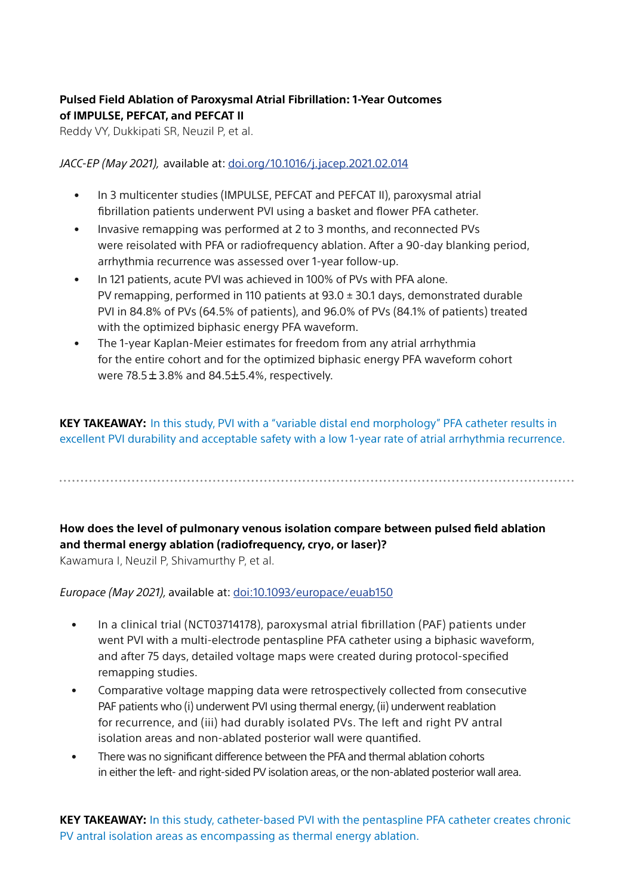**Pulsed Field Ablation of Paroxysmal Atrial Fibrillation: 1-Year Outcomes of IMPULSE, PEFCAT, and PEFCAT II**

Reddy VY, Dukkipati SR, Neuzil P, et al.

*JACC-EP (May 2021),* available at: [doi.org/10.1016/j.jacep.2021.02.014](https://doi.org/10.1016/j.jacep.2021.02.014)

- In 3 multicenter studies (IMPULSE, PEFCAT and PEFCAT II), paroxysmal atrial fibrillation patients underwent PVI using a basket and flower PFA catheter.
- Invasive remapping was performed at 2 to 3 months, and reconnected PVs were reisolated with PFA or radiofrequency ablation. After a 90-day blanking period, arrhythmia recurrence was assessed over 1-year follow-up.
- In 121 patients, acute PVI was achieved in 100% of PVs with PFA alone. PV remapping, performed in 110 patients at 93.0 ± 30.1 days, demonstrated durable PVI in 84.8% of PVs (64.5% of patients), and 96.0% of PVs (84.1% of patients) treated with the optimized biphasic energy PFA waveform.
- The 1-year Kaplan-Meier estimates for freedom from any atrial arrhythmia for the entire cohort and for the optimized biphasic energy PFA waveform cohort were 78.5 ± 3.8% and 84.5±5.4%, respectively.

**KEY TAKEAWAY:** In this study, PVI with a "variable distal end morphology" PFA catheter results in excellent PVI durability and acceptable safety with a low 1-year rate of atrial arrhythmia recurrence.

---

**How does the level of pulmonary venous isolation compare between pulsed field ablation and thermal energy ablation (radiofrequency, cryo, or laser)?**

Kawamura I, Neuzil P, Shivamurthy P, et al.

*Europace (May 2021),* available at: [doi:10.1093/europace/euab150](https://doi.org/10.1093/europace/euab150)

- In a clinical trial (NCT03714178), paroxysmal atrial fibrillation (PAF) patients under went PVI with a multi-electrode pentaspline PFA catheter using a biphasic waveform, and after 75 days, detailed voltage maps were created during protocol-specified remapping studies.
- Comparative voltage mapping data were retrospectively collected from consecutive PAF patients who (i) underwent PVI using thermal energy, (ii) underwent reablation for recurrence, and (iii) had durably isolated PVs. The left and right PV antral isolation areas and non-ablated posterior wall were quantified.
- There was no significant difference between the PFA and thermal ablation cohorts in either the left- and right-sided PV isolation areas, or the non-ablated posterior wall area.

**KEY TAKEAWAY:** In this study, catheter-based PVI with the pentaspline PFA catheter creates chronic PV antral isolation areas as encompassing as thermal energy ablation.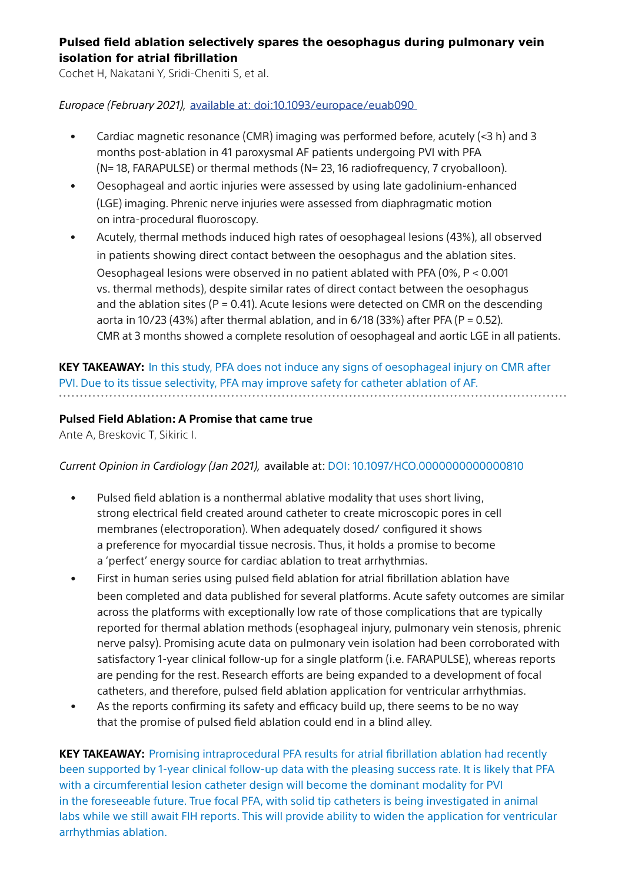**Pulsed field ablation selectively spares the oesophagus during pulmonary vein isolation for atrial fibrillation**

Cochet H, Nakatani Y, Sridi-Cheniti S, et al.

*Europace (February 2021),* available at: doi:10.1093/europace/euab090

- Cardiac magnetic resonance (CMR) imaging was performed before, acutely (<3 h) and 3 months post-ablation in 41 paroxysmal AF patients undergoing PVI with PFA (N= 18, FARAPULSE) or thermal methods (N= 23, 16 radiofrequency, 7 cryoballoon).
- Oesophageal and aortic injuries were assessed by using late gadolinium-enhanced (LGE) imaging. Phrenic nerve injuries were assessed from diaphragmatic motion on intra-procedural fluoroscopy.
- Acutely, thermal methods induced high rates of oesophageal lesions (43%), all observed in patients showing direct contact between the oesophagus and the ablation sites. Oesophageal lesions were observed in no patient ablated with PFA (0%, $P < 0.001$ vs. thermal methods), despite similar rates of direct contact between the oesophagus and the ablation sites ($P = 0.41$). Acute lesions were detected on CMR on the descending aorta in 10/23 (43%) after thermal ablation, and in 6/18 (33%) after PFA ($P = 0.52$). CMR at 3 months showed a complete resolution of oesophageal and aortic LGE in all patients.

**KEY TAKEAWAY:** In this study, PFA does not induce any signs of oesophageal injury on CMR after PVI. Due to its tissue selectivity, PFA may improve safety for catheter ablation of AF.

---

**Pulsed Field Ablation: A Promise that came true**

Ante A, Breskovic T, Sikiric I.

*Current Opinion in Cardiology (Jan 2021),* available at: DOI: 10.1097/HCO.0000000000000810

- Pulsed field ablation is a nonthermal ablative modality that uses short living, strong electrical field created around catheter to create microscopic pores in cell membranes (electroporation). When adequately dosed/ configured it shows a preference for myocardial tissue necrosis. Thus, it holds a promise to become a 'perfect' energy source for cardiac ablation to treat arrhythmias.
- First in human series using pulsed field ablation for atrial fibrillation ablation have been completed and data published for several platforms. Acute safety outcomes are similar across the platforms with exceptionally low rate of those complications that are typically reported for thermal ablation methods (esophageal injury, pulmonary vein stenosis, phrenic nerve palsy). Promising acute data on pulmonary vein isolation had been corroborated with satisfactory 1-year clinical follow-up for a single platform (i.e. FARAPULSE), whereas reports are pending for the rest. Research efforts are being expanded to a development of focal catheters, and therefore, pulsed field ablation application for ventricular arrhythmias.
- As the reports confirming its safety and efficacy build up, there seems to be no way that the promise of pulsed field ablation could end in a blind alley.

**KEY TAKEAWAY:** Promising intraprocedural PFA results for atrial fibrillation ablation had recently been supported by 1-year clinical follow-up data with the pleasing success rate. It is likely that PFA with a circumferential lesion catheter design will become the dominant modality for PVI in the foreseeable future. True focal PFA, with solid tip catheters is being investigated in animal labs while we still await FIH reports. This will provide ability to widen the application for ventricular arrhythmias ablation.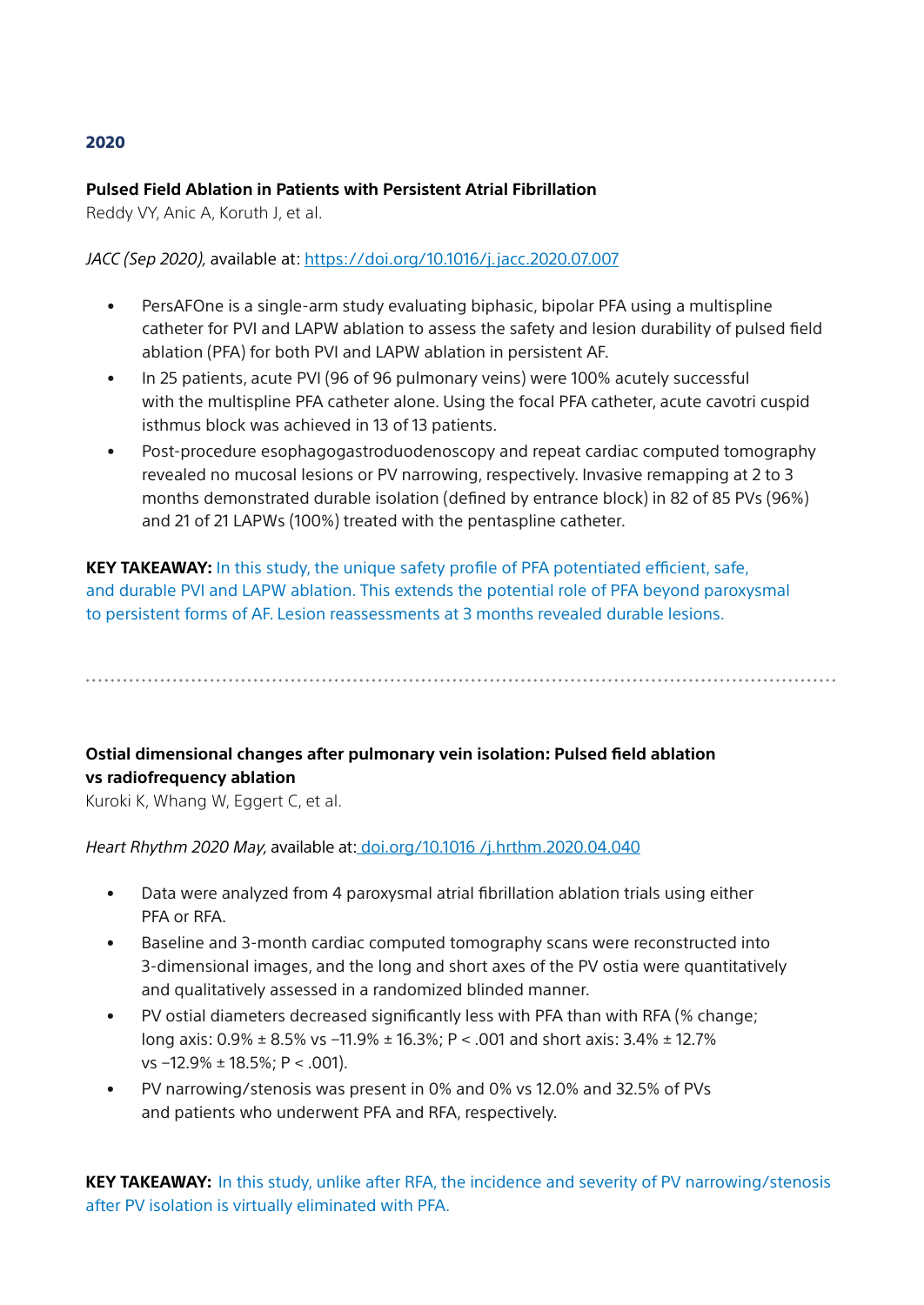## 2020

**Pulsed Field Ablation in Patients with Persistent Atrial Fibrillation**
Reddy VY, Anic A, Koruth J, et al.

*JACC (Sep 2020),* available at: [https://doi.org/10.1016/j.jacc.2020.07.007](https://doi.org/10.1016/j.jacc.2020.07.007)

- PersAFOne is a single-arm study evaluating biphasic, bipolar PFA using a multispline catheter for PVI and LAPW ablation to assess the safety and lesion durability of pulsed field ablation (PFA) for both PVI and LAPW ablation in persistent AF.
- In 25 patients, acute PVI (96 of 96 pulmonary veins) were 100% acutely successful with the multispline PFA catheter alone. Using the focal PFA catheter, acute cavotri cuspid isthmus block was achieved in 13 of 13 patients.
- Post-procedure esophagogastroduodenoscopy and repeat cardiac computed tomography revealed no mucosal lesions or PV narrowing, respectively. Invasive remapping at 2 to 3 months demonstrated durable isolation (defined by entrance block) in 82 of 85 PVs (96%) and 21 of 21 LAPWs (100%) treated with the pentaspline catheter.

**KEY TAKEAWAY:** In this study, the unique safety profile of PFA potentiated efficient, safe, and durable PVI and LAPW ablation. This extends the potential role of PFA beyond paroxysmal to persistent forms of AF. Lesion reassessments at 3 months revealed durable lesions.

---

**Ostial dimensional changes after pulmonary vein isolation: Pulsed field ablation vs radiofrequency ablation**
Kuroki K, Whang W, Eggert C, et al.

*Heart Rhythm 2020 May,* available at: [doi.org/10.1016 /j.hrthm.2020.04.040](https://doi.org/10.1016/j.hrthm.2020.04.040)

- Data were analyzed from 4 paroxysmal atrial fibrillation ablation trials using either PFA or RFA.
- Baseline and 3-month cardiac computed tomography scans were reconstructed into 3-dimensional images, and the long and short axes of the PV ostia were quantitatively and qualitatively assessed in a randomized blinded manner.
- PV ostial diameters decreased significantly less with PFA than with RFA (% change; long axis: 0.9% ± 8.5% vs −11.9% ± 16.3%; $P < .001$ and short axis: 3.4% ± 12.7% vs −12.9% ± 18.5%; $P < .001$).
- PV narrowing/stenosis was present in 0% and 0% vs 12.0% and 32.5% of PVs and patients who underwent PFA and RFA, respectively.

**KEY TAKEAWAY:** In this study, unlike after RFA, the incidence and severity of PV narrowing/stenosis after PV isolation is virtually eliminated with PFA.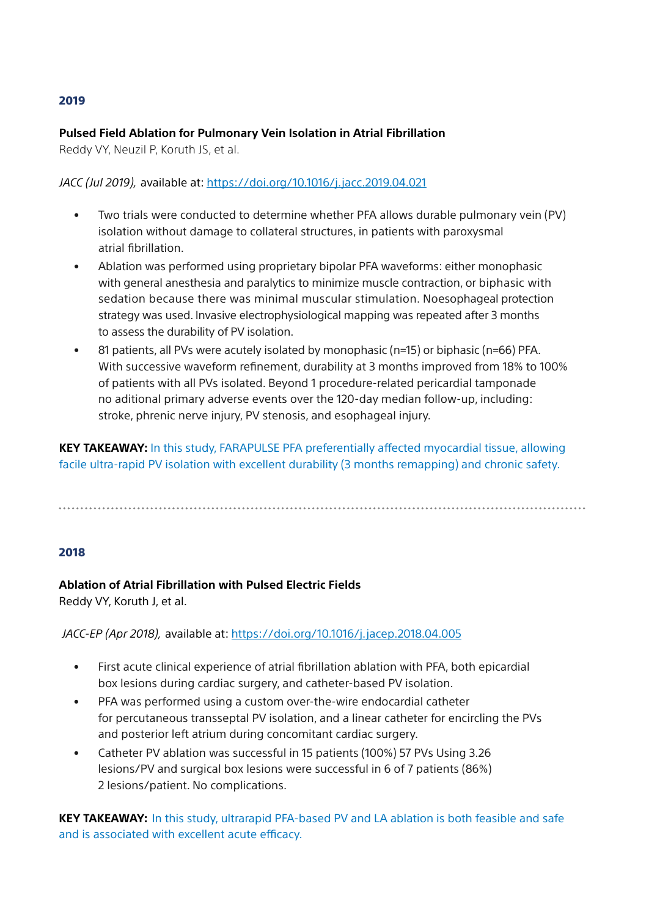### 2019

**Pulsed Field Ablation for Pulmonary Vein Isolation in Atrial Fibrillation**
Reddy VY, Neuzil P, Koruth JS, et al.

*JACC (Jul 2019),* available at: https://doi.org/10.1016/j.jacc.2019.04.021

- Two trials were conducted to determine whether PFA allows durable pulmonary vein (PV) isolation without damage to collateral structures, in patients with paroxysmal atrial fibrillation.
- Ablation was performed using proprietary bipolar PFA waveforms: either monophasic with general anesthesia and paralytics to minimize muscle contraction, or biphasic with sedation because there was minimal muscular stimulation. Noesophageal protection strategy was used. Invasive electrophysiological mapping was repeated after 3 months to assess the durability of PV isolation.
- 81 patients, all PVs were acutely isolated by monophasic (n=15) or biphasic (n=66) PFA. With successive waveform refinement, durability at 3 months improved from 18% to 100% of patients with all PVs isolated. Beyond 1 procedure-related pericardial tamponade no aditional primary adverse events over the 120-day median follow-up, including: stroke, phrenic nerve injury, PV stenosis, and esophageal injury.

**KEY TAKEAWAY:** In this study, FARAPULSE PFA preferentially affected myocardial tissue, allowing facile ultra-rapid PV isolation with excellent durability (3 months remapping) and chronic safety.

---

### 2018

**Ablation of Atrial Fibrillation with Pulsed Electric Fields**
Reddy VY, Koruth J, et al.

*JACC-EP (Apr 2018),* available at: https://doi.org/10.1016/j.jacep.2018.04.005

- First acute clinical experience of atrial fibrillation ablation with PFA, both epicardial box lesions during cardiac surgery, and catheter-based PV isolation.
- PFA was performed using a custom over-the-wire endocardial catheter for percutaneous transseptal PV isolation, and a linear catheter for encircling the PVs and posterior left atrium during concomitant cardiac surgery.
- Catheter PV ablation was successful in 15 patients (100%) 57 PVs Using 3.26 lesions/PV and surgical box lesions were successful in 6 of 7 patients (86%) 2 lesions/patient. No complications.

**KEY TAKEAWAY:** In this study, ultrarapid PFA-based PV and LA ablation is both feasible and safe and is associated with excellent acute efficacy.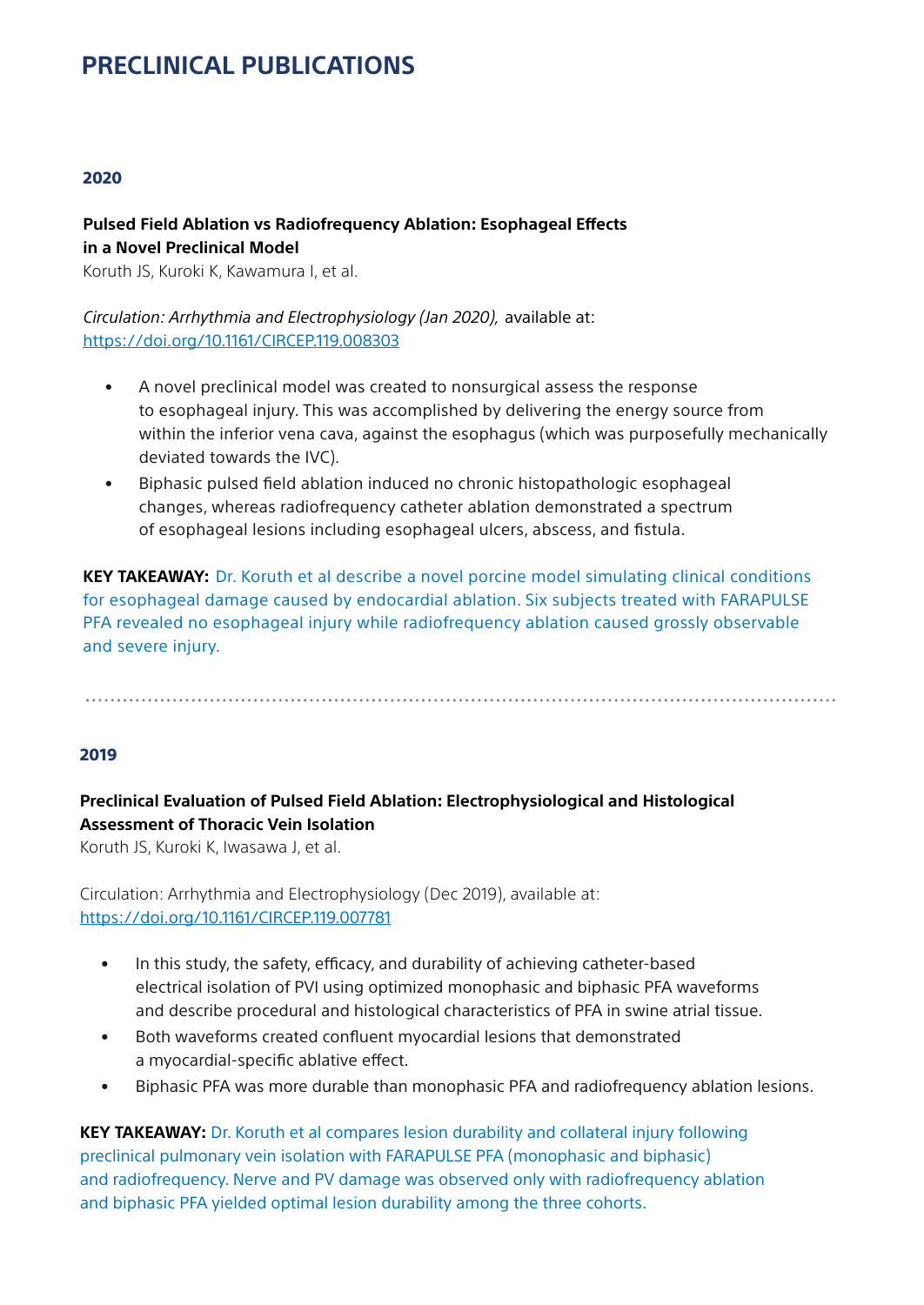# PRECLINICAL PUBLICATIONS

## 2020

**Pulsed Field Ablation vs Radiofrequency Ablation: Esophageal Effects in a Novel Preclinical Model**
Koruth JS, Kuroki K, Kawamura I, et al.

*Circulation: Arrhythmia and Electrophysiology (Jan 2020),* available at:
https://doi.org/10.1161/CIRCEP.119.008303

- A novel preclinical model was created to nonsurgical assess the response to esophageal injury. This was accomplished by delivering the energy source from within the inferior vena cava, against the esophagus (which was purposefully mechanically deviated towards the IVC).
- Biphasic pulsed field ablation induced no chronic histopathologic esophageal changes, whereas radiofrequency catheter ablation demonstrated a spectrum of esophageal lesions including esophageal ulcers, abscess, and fistula.

**KEY TAKEAWAY:** Dr. Koruth et al describe a novel porcine model simulating clinical conditions for esophageal damage caused by endocardial ablation. Six subjects treated with FARAPULSE PFA revealed no esophageal injury while radiofrequency ablation caused grossly observable and severe injury.

---

## 2019

**Preclinical Evaluation of Pulsed Field Ablation: Electrophysiological and Histological Assessment of Thoracic Vein Isolation**
Koruth JS, Kuroki K, Iwasawa J, et al.

Circulation: Arrhythmia and Electrophysiology (Dec 2019), available at:
https://doi.org/10.1161/CIRCEP.119.007781

- In this study, the safety, efficacy, and durability of achieving catheter-based electrical isolation of PVI using optimized monophasic and biphasic PFA waveforms and describe procedural and histological characteristics of PFA in swine atrial tissue.
- Both waveforms created confluent myocardial lesions that demonstrated a myocardial-specific ablative effect.
- Biphasic PFA was more durable than monophasic PFA and radiofrequency ablation lesions.

**KEY TAKEAWAY:** Dr. Koruth et al compares lesion durability and collateral injury following preclinical pulmonary vein isolation with FARAPULSE PFA (monophasic and biphasic) and radiofrequency. Nerve and PV damage was observed only with radiofrequency ablation and biphasic PFA yielded optimal lesion durability among the three cohorts.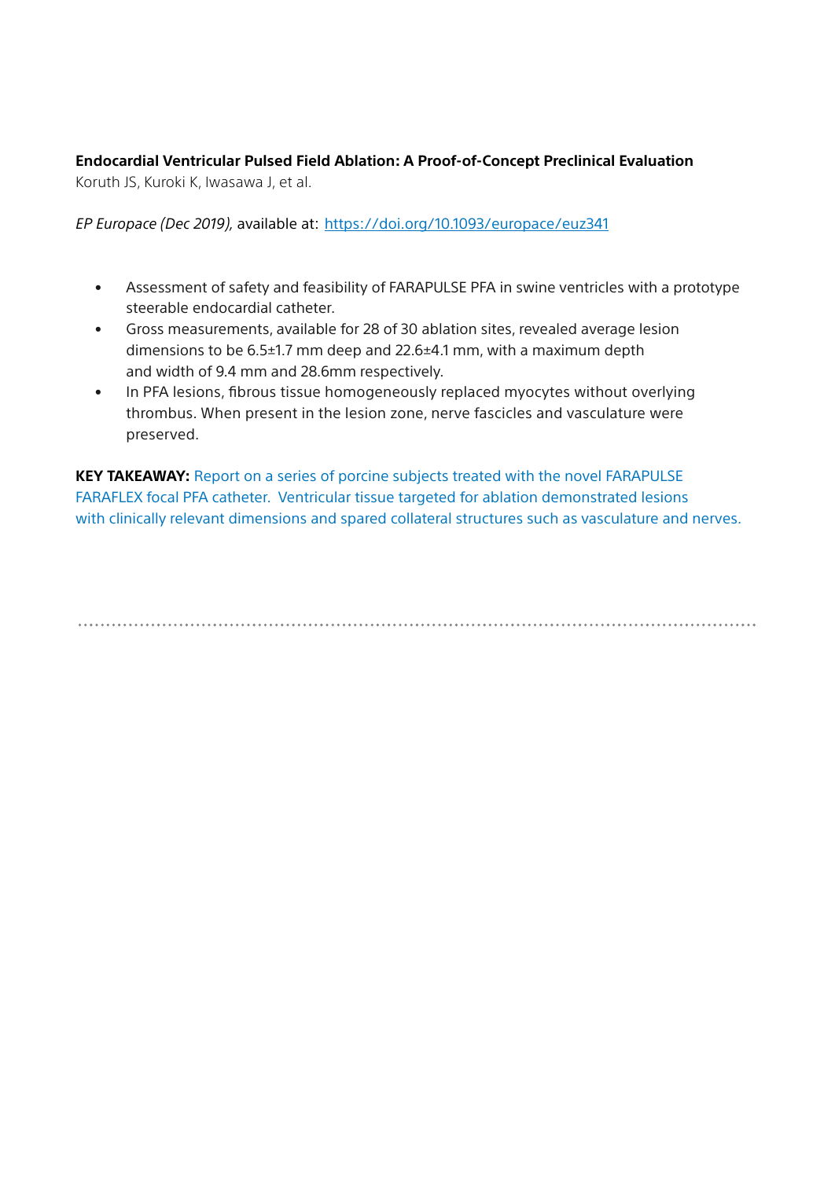**Endocardial Ventricular Pulsed Field Ablation: A Proof-of-Concept Preclinical Evaluation**
Koruth JS, Kuroki K, Iwasawa J, et al.

*EP Europace (Dec 2019),* available at: https://doi.org/10.1093/europace/euz341

- Assessment of safety and feasibility of FARAPULSE PFA in swine ventricles with a prototype steerable endocardial catheter.
- Gross measurements, available for 28 of 30 ablation sites, revealed average lesion dimensions to be 6.5±1.7 mm deep and 22.6±4.1 mm, with a maximum depth and width of 9.4 mm and 28.6mm respectively.
- In PFA lesions, fibrous tissue homogeneously replaced myocytes without overlying thrombus. When present in the lesion zone, nerve fascicles and vasculature were preserved.

**KEY TAKEAWAY:** Report on a series of porcine subjects treated with the novel FARAPULSE FARAFLEX focal PFA catheter. Ventricular tissue targeted for ablation demonstrated lesions with clinically relevant dimensions and spared collateral structures such as vasculature and nerves.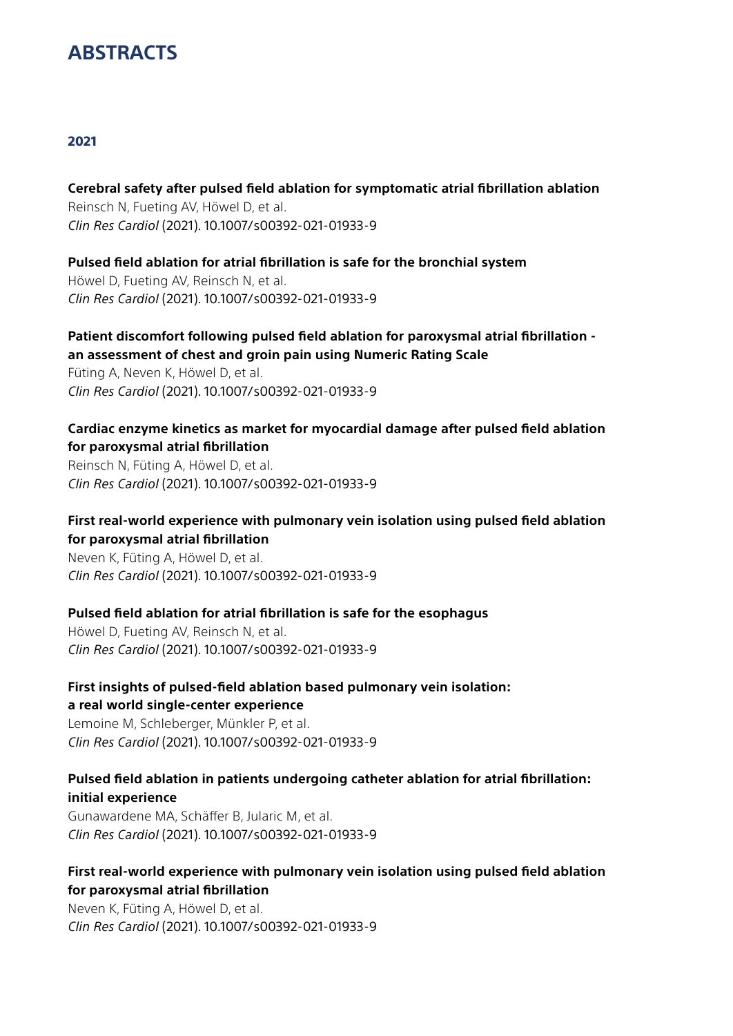# ABSTRACTS

## 2021

**Cerebral safety after pulsed field ablation for symptomatic atrial fibrillation ablation**
Reinsch N, Fueting AV, Höwel D, et al.
*Clin Res Cardiol* (2021). 10.1007/s00392-021-01933-9

**Pulsed field ablation for atrial fibrillation is safe for the bronchial system**
Höwel D, Fueting AV, Reinsch N, et al.
*Clin Res Cardiol* (2021). 10.1007/s00392-021-01933-9

**Patient discomfort following pulsed field ablation for paroxysmal atrial fibrillation - an assessment of chest and groin pain using Numeric Rating Scale**
Füting A, Neven K, Höwel D, et al.
*Clin Res Cardiol* (2021). 10.1007/s00392-021-01933-9

**Cardiac enzyme kinetics as market for myocardial damage after pulsed field ablation for paroxysmal atrial fibrillation**
Reinsch N, Füting A, Höwel D, et al.
*Clin Res Cardiol* (2021). 10.1007/s00392-021-01933-9

**First real-world experience with pulmonary vein isolation using pulsed field ablation for paroxysmal atrial fibrillation**
Neven K, Füting A, Höwel D, et al.
*Clin Res Cardiol* (2021). 10.1007/s00392-021-01933-9

**Pulsed field ablation for atrial fibrillation is safe for the esophagus**
Höwel D, Fueting AV, Reinsch N, et al.
*Clin Res Cardiol* (2021). 10.1007/s00392-021-01933-9

**First insights of pulsed-field ablation based pulmonary vein isolation: a real world single-center experience**
Lemoine M, Schleberger, Münkler P, et al.
*Clin Res Cardiol* (2021). 10.1007/s00392-021-01933-9

**Pulsed field ablation in patients undergoing catheter ablation for atrial fibrillation: initial experience**
Gunawardene MA, Schäffer B, Jularic M, et al.
*Clin Res Cardiol* (2021). 10.1007/s00392-021-01933-9

**First real-world experience with pulmonary vein isolation using pulsed field ablation for paroxysmal atrial fibrillation**
Neven K, Füting A, Höwel D, et al.
*Clin Res Cardiol* (2021). 10.1007/s00392-021-01933-9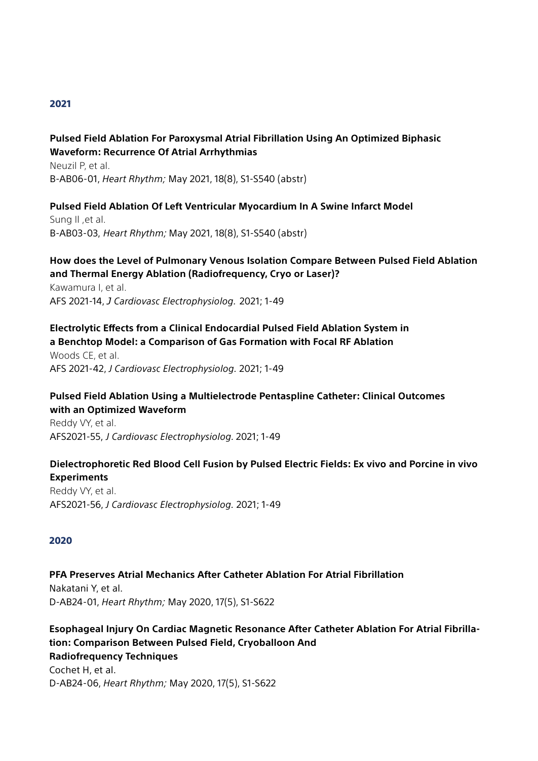## 2021

**Pulsed Field Ablation For Paroxysmal Atrial Fibrillation Using An Optimized Biphasic Waveform: Recurrence Of Atrial Arrhythmias**
Neuzil P, et al.
B-AB06-01, *Heart Rhythm;* May 2021, 18(8), S1-S540 (abstr)

**Pulsed Field Ablation Of Left Ventricular Myocardium In A Swine Infarct Model**
Sung II ,et al.
B-AB03-03, *Heart Rhythm;* May 2021, 18(8), S1-S540 (abstr)

**How does the Level of Pulmonary Venous Isolation Compare Between Pulsed Field Ablation and Thermal Energy Ablation (Radiofrequency, Cryo or Laser)?**
Kawamura I, et al.
AFS 2021-14, *J Cardiovasc Electrophysiolog.* 2021; 1-49

**Electrolytic Effects from a Clinical Endocardial Pulsed Field Ablation System in a Benchtop Model: a Comparison of Gas Formation with Focal RF Ablation**
Woods CE, et al.
AFS 2021-42, *J Cardiovasc Electrophysiolog.* 2021; 1-49

**Pulsed Field Ablation Using a Multielectrode Pentaspline Catheter: Clinical Outcomes with an Optimized Waveform**
Reddy VY, et al.
AFS2021-55, *J Cardiovasc Electrophysiolog.* 2021; 1-49

**Dielectrophoretic Red Blood Cell Fusion by Pulsed Electric Fields: Ex vivo and Porcine in vivo Experiments**
Reddy VY, et al.
AFS2021-56, *J Cardiovasc Electrophysiolog.* 2021; 1-49

## 2020

**PFA Preserves Atrial Mechanics After Catheter Ablation For Atrial Fibrillation**
Nakatani Y, et al.
D-AB24-01, *Heart Rhythm;* May 2020, 17(5), S1-S622

**Esophageal Injury On Cardiac Magnetic Resonance After Catheter Ablation For Atrial Fibrillation: Comparison Between Pulsed Field, Cryoballoon And Radiofrequency Techniques**
Cochet H, et al.
D-AB24-06, *Heart Rhythm;* May 2020, 17(5), S1-S622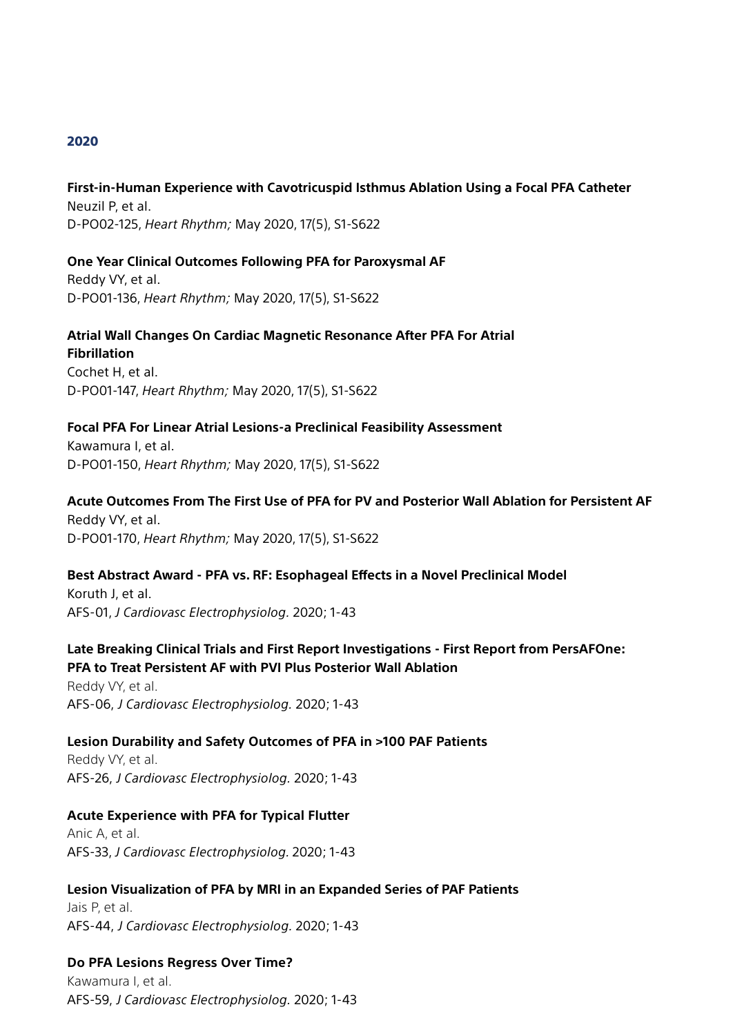## 2020

**First-in-Human Experience with Cavotricuspid Isthmus Ablation Using a Focal PFA Catheter**
Neuzil P, et al.
D-PO02-125, *Heart Rhythm;* May 2020, 17(5), S1-S622

**One Year Clinical Outcomes Following PFA for Paroxysmal AF**
Reddy VY, et al.
D-PO01-136, *Heart Rhythm;* May 2020, 17(5), S1-S622

**Atrial Wall Changes On Cardiac Magnetic Resonance After PFA For Atrial Fibrillation**
Cochet H, et al.
D-PO01-147, *Heart Rhythm;* May 2020, 17(5), S1-S622

**Focal PFA For Linear Atrial Lesions-a Preclinical Feasibility Assessment**
Kawamura I, et al.
D-PO01-150, *Heart Rhythm;* May 2020, 17(5), S1-S622

**Acute Outcomes From The First Use of PFA for PV and Posterior Wall Ablation for Persistent AF**
Reddy VY, et al.
D-PO01-170, *Heart Rhythm;* May 2020, 17(5), S1-S622

**Best Abstract Award - PFA vs. RF: Esophageal Effects in a Novel Preclinical Model**
Koruth J, et al.
AFS-01, *J Cardiovasc Electrophysiolog.* 2020; 1-43

**Late Breaking Clinical Trials and First Report Investigations - First Report from PersAFOne: PFA to Treat Persistent AF with PVI Plus Posterior Wall Ablation**
Reddy VY, et al.
AFS-06, *J Cardiovasc Electrophysiolog.* 2020; 1-43

**Lesion Durability and Safety Outcomes of PFA in >100 PAF Patients**
Reddy VY, et al.
AFS-26, *J Cardiovasc Electrophysiolog.* 2020; 1-43

**Acute Experience with PFA for Typical Flutter**
Anic A, et al.
AFS-33, *J Cardiovasc Electrophysiolog.* 2020; 1-43

**Lesion Visualization of PFA by MRI in an Expanded Series of PAF Patients**
Jais P, et al.
AFS-44, *J Cardiovasc Electrophysiolog.* 2020; 1-43

**Do PFA Lesions Regress Over Time?**
Kawamura I, et al.
AFS-59, *J Cardiovasc Electrophysiolog.* 2020; 1-43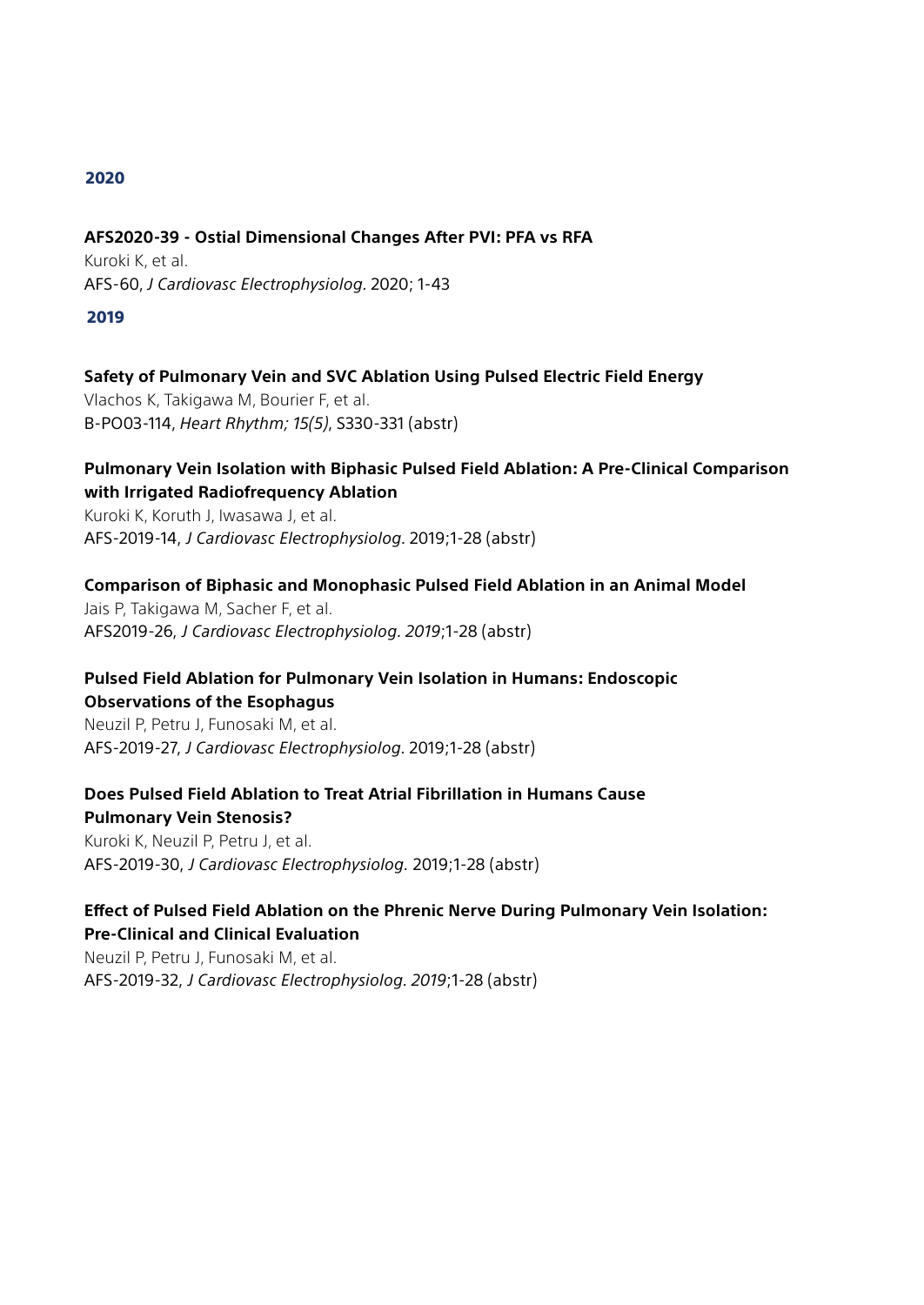## 2020

**AFS2020-39 - Ostial Dimensional Changes After PVI: PFA vs RFA**
Kuroki K, et al.
AFS-60, *J Cardiovasc Electrophysiolog*. 2020; 1-43

## 2019

**Safety of Pulmonary Vein and SVC Ablation Using Pulsed Electric Field Energy**
Vlachos K, Takigawa M, Bourier F, et al.
B-PO03-114, *Heart Rhythm; 15(5)*, S330-331 (abstr)

**Pulmonary Vein Isolation with Biphasic Pulsed Field Ablation: A Pre-Clinical Comparison with Irrigated Radiofrequency Ablation**
Kuroki K, Koruth J, Iwasawa J, et al.
AFS-2019-14, *J Cardiovasc Electrophysiolog*. 2019;1-28 (abstr)

**Comparison of Biphasic and Monophasic Pulsed Field Ablation in an Animal Model**
Jais P, Takigawa M, Sacher F, et al.
AFS2019-26, *J Cardiovasc Electrophysiolog. 2019*;1-28 (abstr)

**Pulsed Field Ablation for Pulmonary Vein Isolation in Humans: Endoscopic Observations of the Esophagus**
Neuzil P, Petru J, Funosaki M, et al.
AFS-2019-27, *J Cardiovasc Electrophysiolog*. 2019;1-28 (abstr)

**Does Pulsed Field Ablation to Treat Atrial Fibrillation in Humans Cause Pulmonary Vein Stenosis?**
Kuroki K, Neuzil P, Petru J, et al.
AFS-2019-30, *J Cardiovasc Electrophysiolog.* 2019;1-28 (abstr)

**Effect of Pulsed Field Ablation on the Phrenic Nerve During Pulmonary Vein Isolation: Pre-Clinical and Clinical Evaluation**
Neuzil P, Petru J, Funosaki M, et al.
AFS-2019-32, *J Cardiovasc Electrophysiolog. 2019*;1-28 (abstr)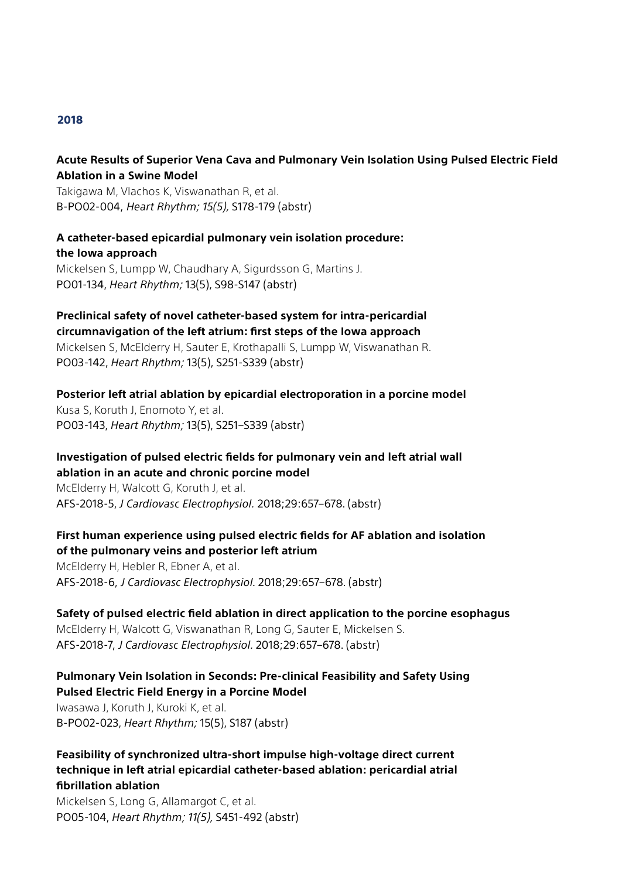## 2018

**Acute Results of Superior Vena Cava and Pulmonary Vein Isolation Using Pulsed Electric Field Ablation in a Swine Model**
Takigawa M, Vlachos K, Viswanathan R, et al.
B-PO02-004, *Heart Rhythm; 15(5),* S178-179 (abstr)

**A catheter-based epicardial pulmonary vein isolation procedure: the Iowa approach**
Mickelsen S, Lumpp W, Chaudhary A, Sigurdsson G, Martins J.
PO01-134, *Heart Rhythm;* 13(5), S98-S147 (abstr)

**Preclinical safety of novel catheter-based system for intra-pericardial circumnavigation of the left atrium: first steps of the Iowa approach**
Mickelsen S, McElderry H, Sauter E, Krothapalli S, Lumpp W, Viswanathan R.
PO03-142, *Heart Rhythm;* 13(5), S251-S339 (abstr)

**Posterior left atrial ablation by epicardial electroporation in a porcine model**
Kusa S, Koruth J, Enomoto Y, et al.
PO03-143, *Heart Rhythm;* 13(5), S251–S339 (abstr)

**Investigation of pulsed electric fields for pulmonary vein and left atrial wall ablation in an acute and chronic porcine model**
McElderry H, Walcott G, Koruth J, et al.
AFS-2018-5, *J Cardiovasc Electrophysiol.* 2018;29:657–678. (abstr)

**First human experience using pulsed electric fields for AF ablation and isolation of the pulmonary veins and posterior left atrium**
McElderry H, Hebler R, Ebner A, et al.
AFS-2018-6, *J Cardiovasc Electrophysiol.* 2018;29:657–678. (abstr)

**Safety of pulsed electric field ablation in direct application to the porcine esophagus**
McElderry H, Walcott G, Viswanathan R, Long G, Sauter E, Mickelsen S.
AFS-2018-7, *J Cardiovasc Electrophysiol.* 2018;29:657–678. (abstr)

**Pulmonary Vein Isolation in Seconds: Pre-clinical Feasibility and Safety Using Pulsed Electric Field Energy in a Porcine Model**
Iwasawa J, Koruth J, Kuroki K, et al.
B-PO02-023, *Heart Rhythm;* 15(5), S187 (abstr)

**Feasibility of synchronized ultra-short impulse high-voltage direct current technique in left atrial epicardial catheter-based ablation: pericardial atrial fibrillation ablation**
Mickelsen S, Long G, Allamargot C, et al.
PO05-104, *Heart Rhythm; 11(5),* S451-492 (abstr)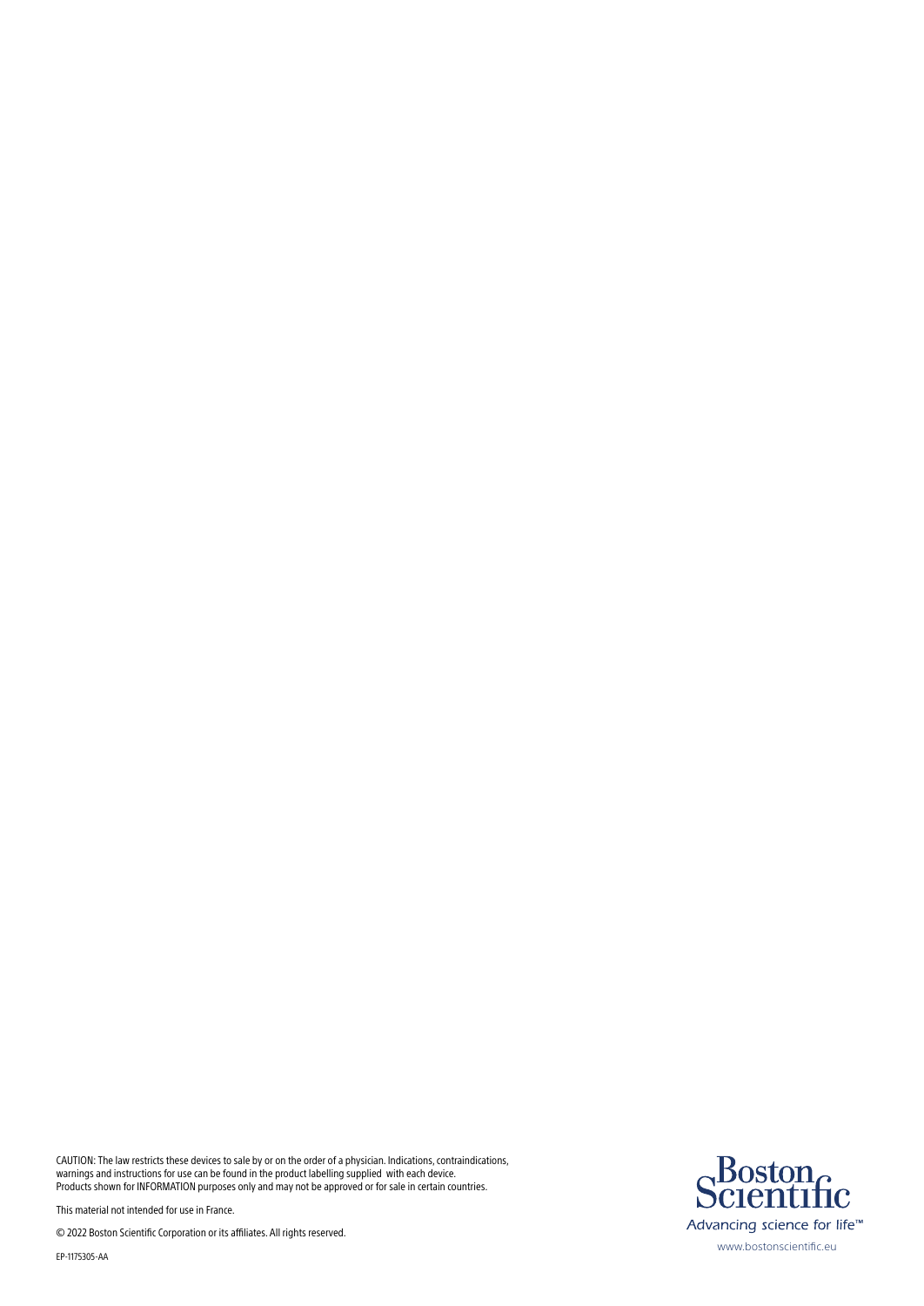CAUTION: The law restricts these devices to sale by or on the order of a physician. Indications, contraindications, warnings and instructions for use can be found in the product labelling supplied with each device. Products shown for INFORMATION purposes only and may not be approved or for sale in certain countries.

This material not intended for use in France.

© 2022 Boston Scientific Corporation or its affiliates. All rights reserved.

EP-1175305-AA

Boston Scientific

Advancing science for life™

www.bostonscientific.eu